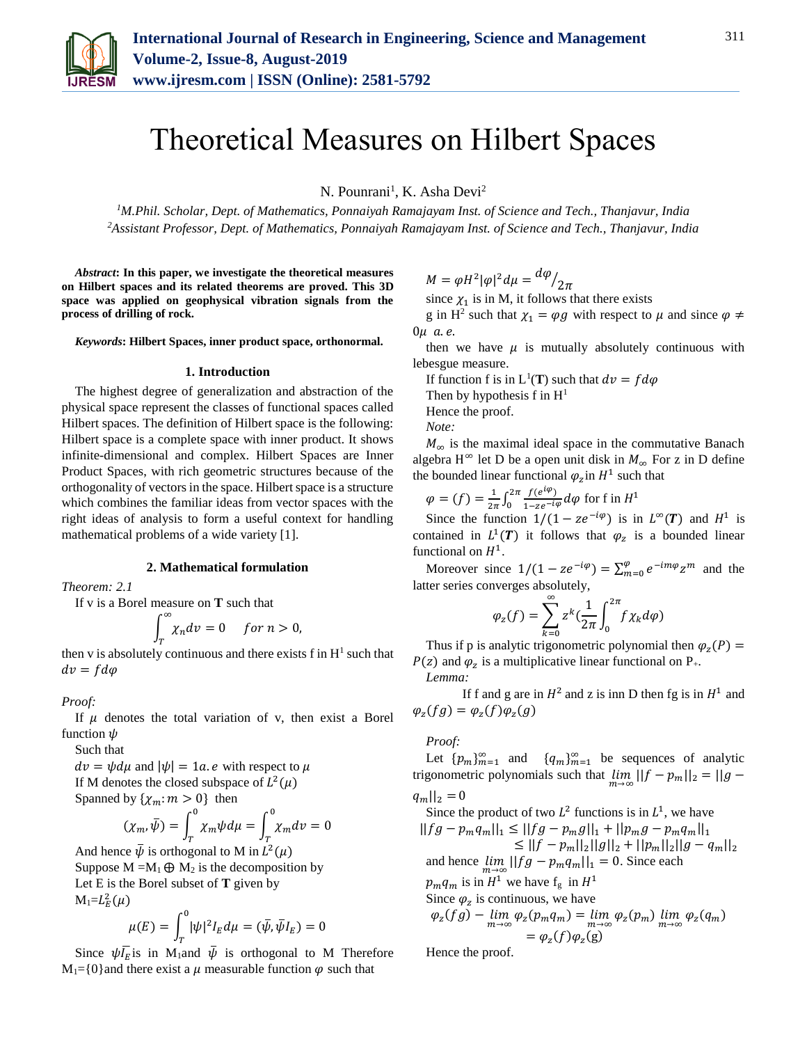# Theoretical Measures on Hilbert Spaces

N. Pounrani[1], K. Asha Devi[2]

[1]M.Phil. Scholar, Dept. of Mathematics, Ponnaiyah Ramajayam Inst. of Science and Tech., Thanjavur, India
[2]Assistant Professor, Dept. of Mathematics, Ponnaiyah Ramajayam Inst. of Science and Tech., Thanjavur, India

***Abstract*: In this paper, we investigate the theoretical measures on Hilbert spaces and its related theorems are proved. This 3D space was applied on geophysical vibration signals from the process of drilling of rock.**

***Keywords*: Hilbert Spaces, inner product space, orthonormal.**

## 1. Introduction

The highest degree of generalization and abstraction of the physical space represent the classes of functional spaces called Hilbert spaces. The definition of Hilbert space is the following: Hilbert space is a complete space with inner product. It shows infinite-dimensional and complex. Hilbert Spaces are Inner Product Spaces, with rich geometric structures because of the orthogonality of vectors in the space. Hilbert space is a structure which combines the familiar ideas from vector spaces with the right ideas of analysis to form a useful context for handling mathematical problems of a wide variety [1].

## 2. Mathematical formulation

*Theorem: 2.1*

If v is a Borel measure on **T** such that

$$\int_T^\infty \chi_n dv = 0 \quad for\ n > 0,$$

then v is absolutely continuous and there exists f in $H^1$ such that $dv = fd\varphi$

*Proof:*

If $\mu$ denotes the total variation of v, then exist a Borel function $\psi$

Such that

$dv = \psi d\mu$ and $|\psi| = 1 a.e$ with respect to $\mu$

If M denotes the closed subspace of $L^2(\mu)$

Spanned by $\{\chi_m : m > 0\}$ then

$$(\chi_m, \bar{\psi}) = \int_T^0 \chi_m \psi d\mu = \int_T^0 \chi_m dv = 0$$

And hence $\bar{\psi}$ is orthogonal to M in $L^2(\mu)$

Suppose M =$M_1 \oplus M_2$ is the decomposition by

Let E is the Borel subset of **T** given by

$M_1$=$L_E^2(\mu)$

$$\mu(E) = \int_T^0 |\psi|^2 I_E d\mu = (\bar{\psi}, \bar{\psi} I_E) = 0$$

Since $\psi \overline{I_E}$ is in $M_1$and $\bar{\psi}$ is orthogonal to M Therefore $M_1$={0}and there exist a $\mu$ measurable function $\varphi$ such that

$$M = \varphi H^2 |\varphi|^2 d\mu = {}^{d\varphi}/_{2\pi}$$

since $\chi_1$ is in M, it follows that there exists

g in $H^2$ such that $\chi_1 = \varphi g$ with respect to $\mu$ and since $\varphi \neq 0 \mu\ a.e.$

then we have $\mu$ is mutually absolutely continuous with lebesgue measure.

If function f is in $L^1$(**T**) such that $dv = fd\varphi$

Then by hypothesis f in $H^1$

Hence the proof.

*Note:*

$M_\infty$ is the maximal ideal space in the commutative Banach algebra $H^\infty$ let D be a open unit disk in $M_\infty$ For z in D define the bounded linear functional $\varphi_z$in $H^1$ such that

$$\varphi = (f) = \frac{1}{2\pi}\int_0^{2\pi} \frac{f(e^{i\varphi})}{1 - ze^{-i\varphi}} d\varphi \text{ for f in } H^1$$

Since the function $1/(1 - ze^{-i\varphi})$ is in $L^\infty(\boldsymbol{T})$ and $H^1$ is contained in $L^1(\boldsymbol{T})$ it follows that $\varphi_z$ is a bounded linear functional on $H^1$.

Moreover since $1/(1 - ze^{-i\varphi}) = \sum_{m=0}^{\varphi} e^{-im\varphi} z^m$ and the latter series converges absolutely,

$$\varphi_z(f) = \sum_{k=0}^{\infty} z^k (\frac{1}{2\pi}\int_0^{2\pi} f \chi_k d\varphi)$$

Thus if p is analytic trigonometric polynomial then $\varphi_z(P) = P(z)$ and $\varphi_z$ is a multiplicative linear functional on $P_+$.

*Lemma:*

If f and g are in $H^2$ and z is inn D then fg is in $H^1$ and $\varphi_z(fg) = \varphi_z(f)\varphi_z(g)$

*Proof:*

Let $\{p_m\}_{m=1}^\infty$ and $\{q_m\}_{m=1}^\infty$ be sequences of analytic trigonometric polynomials such that $\lim_{m\to\infty} ||f - p_m||_2 = ||g - q_m||_2 = 0$

Since the product of two $L^2$ functions is in $L^1$, we have

$$||fg - p_m q_m||_1 \leq ||fg - p_m g||_1 + ||p_m g - p_m q_m||_1$$
$$\leq ||f - p_m||_2 ||g||_2 + ||p_m||_2 ||g - q_m||_2$$

and hence $\lim_{m\to\infty} ||fg - p_m q_m||_1 = 0$. Since each

$p_m q_m$ is in $H^1$ we have $f_g$ in $H^1$

Since $\varphi_z$ is continuous, we have

$$\varphi_z(fg) - \lim_{m\to\infty} \varphi_z(p_m q_m) = \lim_{m\to\infty} \varphi_z(p_m) \lim_{m\to\infty} \varphi_z(q_m)$$
$$= \varphi_z(f)\varphi_z(\text{g})$$

Hence the proof.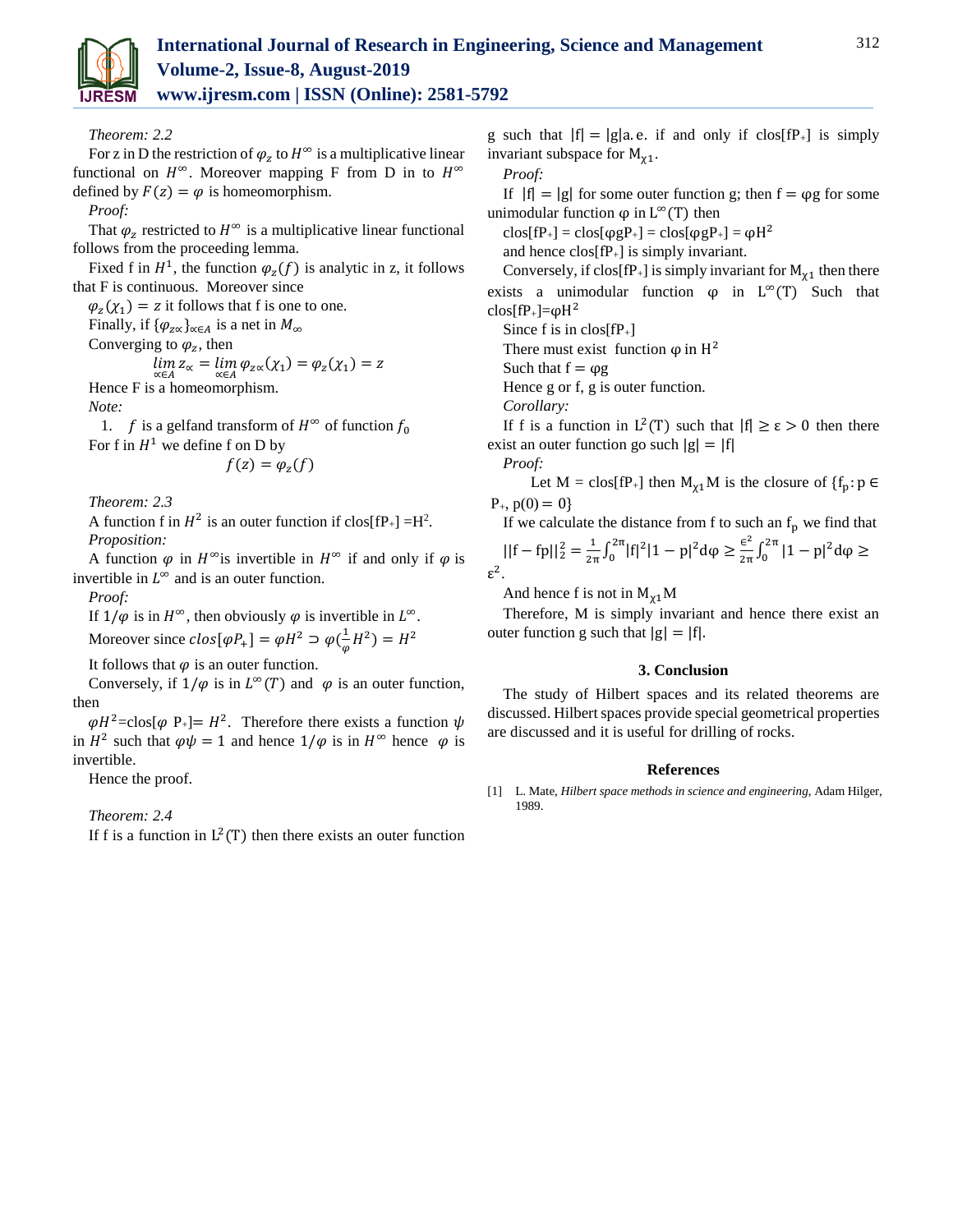*Theorem: 2.2*

For z in D the restriction of $\varphi_z$ to $H^\infty$ is a multiplicative linear functional on $H^\infty$. Moreover mapping F from D in to $H^\infty$ defined by $F(z) = \varphi$ is homeomorphism.

*Proof:*

That $\varphi_z$ restricted to $H^\infty$ is a multiplicative linear functional follows from the proceeding lemma.

Fixed f in $H^1$, the function $\varphi_z(f)$ is analytic in z, it follows that F is continuous. Moreover since

$\varphi_z(\chi_1) = z$ it follows that f is one to one.

Finally, if $\{\varphi_{z\propto}\}_{\propto \in A}$ is a net in $M_\infty$

Converging to $\varphi_z$, then

$$\lim_{\propto \in A} z_\propto = \lim_{\propto \in A} \varphi_{z\propto}(\chi_1) = \varphi_z(\chi_1) = z$$

Hence F is a homeomorphism.

*Note:*

1. $f$ is a gelfand transform of $H^\infty$ of function $f_0$

For f in $H^1$ we define f on D by

$$f(z) = \varphi_z(f)$$

*Theorem: 2.3*

A function f in $H^2$ is an outer function if clos[fP₊] =$H^2$.

*Proposition:*

A function $\varphi$ in $H^\infty$is invertible in $H^\infty$ if and only if $\varphi$ is invertible in $L^\infty$ and is an outer function.

*Proof:*

If $1/\varphi$ is in $H^\infty$, then obviously $\varphi$ is invertible in $L^\infty$.

Moreover since $clos[\varphi P_+] = \varphi H^2 \supset \varphi(\frac{1}{\varphi} H^2) = H^2$

It follows that $\varphi$ is an outer function.

Conversely, if $1/\varphi$ is in $L^\infty(T)$ and $\varphi$ is an outer function, then

$\varphi H^2$=clos[$\varphi$ P₊]= $H^2$. Therefore there exists a function $\psi$ in $H^2$ such that $\varphi\psi = 1$ and hence $1/\varphi$ is in $H^\infty$ hence $\varphi$ is invertible.

Hence the proof.

*Theorem: 2.4*

If f is a function in $L^2(T)$ then there exists an outer function g such that $|f| = |g|$a. e. if and only if clos[fP₊] is simply invariant subspace for $M_{\chi 1}$.

*Proof:*

If $|f| = |g|$ for some outer function g; then $f = \varphi g$ for some unimodular function $\varphi$ in $L^\infty(T)$ then

clos[fP₊] = clos[$\varphi$gP₊] = clos[$\varphi$gP₊] = $\varphi H^2$

and hence clos[fP₊] is simply invariant.

Conversely, if clos[fP₊] is simply invariant for $M_{\chi 1}$ then there exists a unimodular function $\varphi$ in $L^\infty(T)$ Such that clos[fP₊]=$\varphi H^2$

Since f is in clos[fP₊]

There must exist function $\varphi$ in $H^2$

Such that $f = \varphi g$

Hence g or f, g is outer function.

*Corollary:*

If f is a function in $L^2(T)$ such that $|f| \geq \varepsilon > 0$ then there exist an outer function go such $|g| = |f|$

*Proof:*

Let M = clos[fP₊] then $M_{\chi 1}M$ is the closure of $\{f_p : p \in P_+, p(0) = 0\}$

If we calculate the distance from f to such an $f_p$ we find that

$$||f - fp||_2^2 = \frac{1}{2\pi}\int_0^{2\pi} |f|^2 |1 - p|^2 d\varphi \geq \frac{\epsilon^2}{2\pi}\int_0^{2\pi} |1 - p|^2 d\varphi \geq \varepsilon^2.$$

And hence f is not in $M_{\chi 1}M$

Therefore, M is simply invariant and hence there exist an outer function g such that $|g| = |f|$.

## 3. Conclusion

The study of Hilbert spaces and its related theorems are discussed. Hilbert spaces provide special geometrical properties are discussed and it is useful for drilling of rocks.

## References

[1] L. Mate, *Hilbert space methods in science and engineering*, Adam Hilger, 1989.